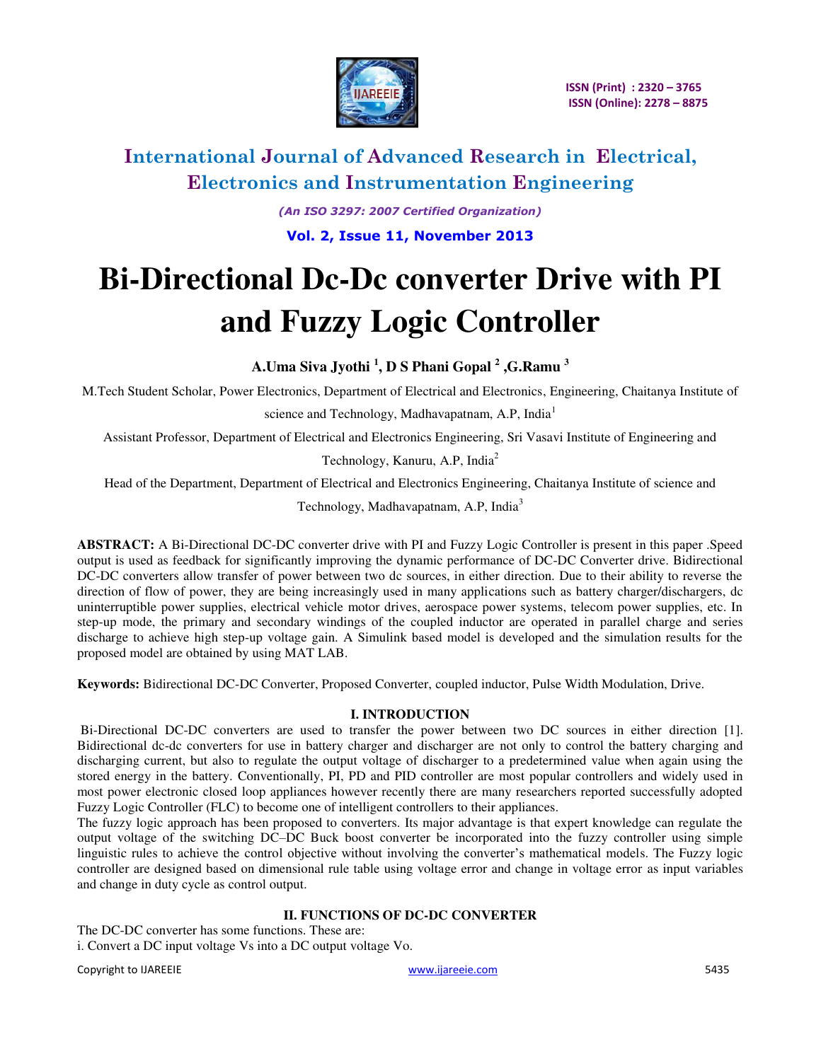# Bi-Directional Dc-Dc converter Drive with PI and Fuzzy Logic Controller

**A.Uma Siva Jyothi [1], D S Phani Gopal [2], G.Ramu [3]**

M.Tech Student Scholar, Power Electronics, Department of Electrical and Electronics, Engineering, Chaitanya Institute of science and Technology, Madhavapatnam, A.P, India[1]

Assistant Professor, Department of Electrical and Electronics Engineering, Sri Vasavi Institute of Engineering and Technology, Kanuru, A.P, India[2]

Head of the Department, Department of Electrical and Electronics Engineering, Chaitanya Institute of science and Technology, Madhavapatnam, A.P, India[3]

**ABSTRACT:** A Bi-Directional DC-DC converter drive with PI and Fuzzy Logic Controller is present in this paper .Speed output is used as feedback for significantly improving the dynamic performance of DC-DC Converter drive. Bidirectional DC-DC converters allow transfer of power between two dc sources, in either direction. Due to their ability to reverse the direction of flow of power, they are being increasingly used in many applications such as battery charger/dischargers, dc uninterruptible power supplies, electrical vehicle motor drives, aerospace power systems, telecom power supplies, etc. In step-up mode, the primary and secondary windings of the coupled inductor are operated in parallel charge and series discharge to achieve high step-up voltage gain. A Simulink based model is developed and the simulation results for the proposed model are obtained by using MAT LAB.

**Keywords:** Bidirectional DC-DC Converter, Proposed Converter, coupled inductor, Pulse Width Modulation, Drive.

## I. INTRODUCTION

Bi-Directional DC-DC converters are used to transfer the power between two DC sources in either direction [1]. Bidirectional dc-dc converters for use in battery charger and discharger are not only to control the battery charging and discharging current, but also to regulate the output voltage of discharger to a predetermined value when again using the stored energy in the battery. Conventionally, PI, PD and PID controller are most popular controllers and widely used in most power electronic closed loop appliances however recently there are many researchers reported successfully adopted Fuzzy Logic Controller (FLC) to become one of intelligent controllers to their appliances.

The fuzzy logic approach has been proposed to converters. Its major advantage is that expert knowledge can regulate the output voltage of the switching DC–DC Buck boost converter be incorporated into the fuzzy controller using simple linguistic rules to achieve the control objective without involving the converter's mathematical models. The Fuzzy logic controller are designed based on dimensional rule table using voltage error and change in voltage error as input variables and change in duty cycle as control output.

## II. FUNCTIONS OF DC-DC CONVERTER

The DC-DC converter has some functions. These are:

i. Convert a DC input voltage Vs into a DC output voltage Vo.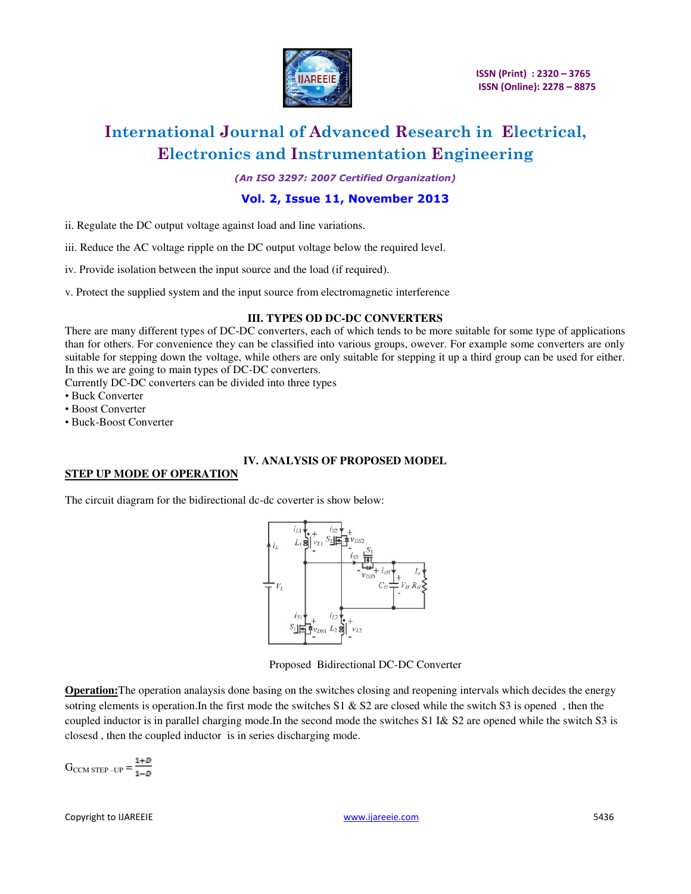ii. Regulate the DC output voltage against load and line variations.

iii. Reduce the AC voltage ripple on the DC output voltage below the required level.

iv. Provide isolation between the input source and the load (if required).

v. Protect the supplied system and the input source from electromagnetic interference

## III. TYPES OD DC-DC CONVERTERS

There are many different types of DC-DC converters, each of which tends to be more suitable for some type of applications than for others. For convenience they can be classified into various groups, owever. For example some converters are only suitable for stepping down the voltage, while others are only suitable for stepping it up a third group can be used for either. In this we are going to main types of DC-DC converters.

Currently DC-DC converters can be divided into three types

- Buck Converter
- Boost Converter
- Buck-Boost Converter

## IV. ANALYSIS OF PROPOSED MODEL

**STEP UP MODE OF OPERATION**

The circuit diagram for the bidirectional dc-dc coverter is show below:

Proposed Bidirectional DC-DC Converter

**Operation:** The operation analaysis done basing on the switches closing and reopening intervals which decides the energy sotring elements is operation.In the first mode the switches S1 & S2 are closed while the switch S3 is opened , then the coupled inductor is in parallel charging mode.In the second mode the switches S1 I& S2 are opened while the switch S3 is closesd , then the coupled inductor is in series discharging mode.

$$G_{CCM\ STEP-UP} = \frac{1+D}{1-D}$$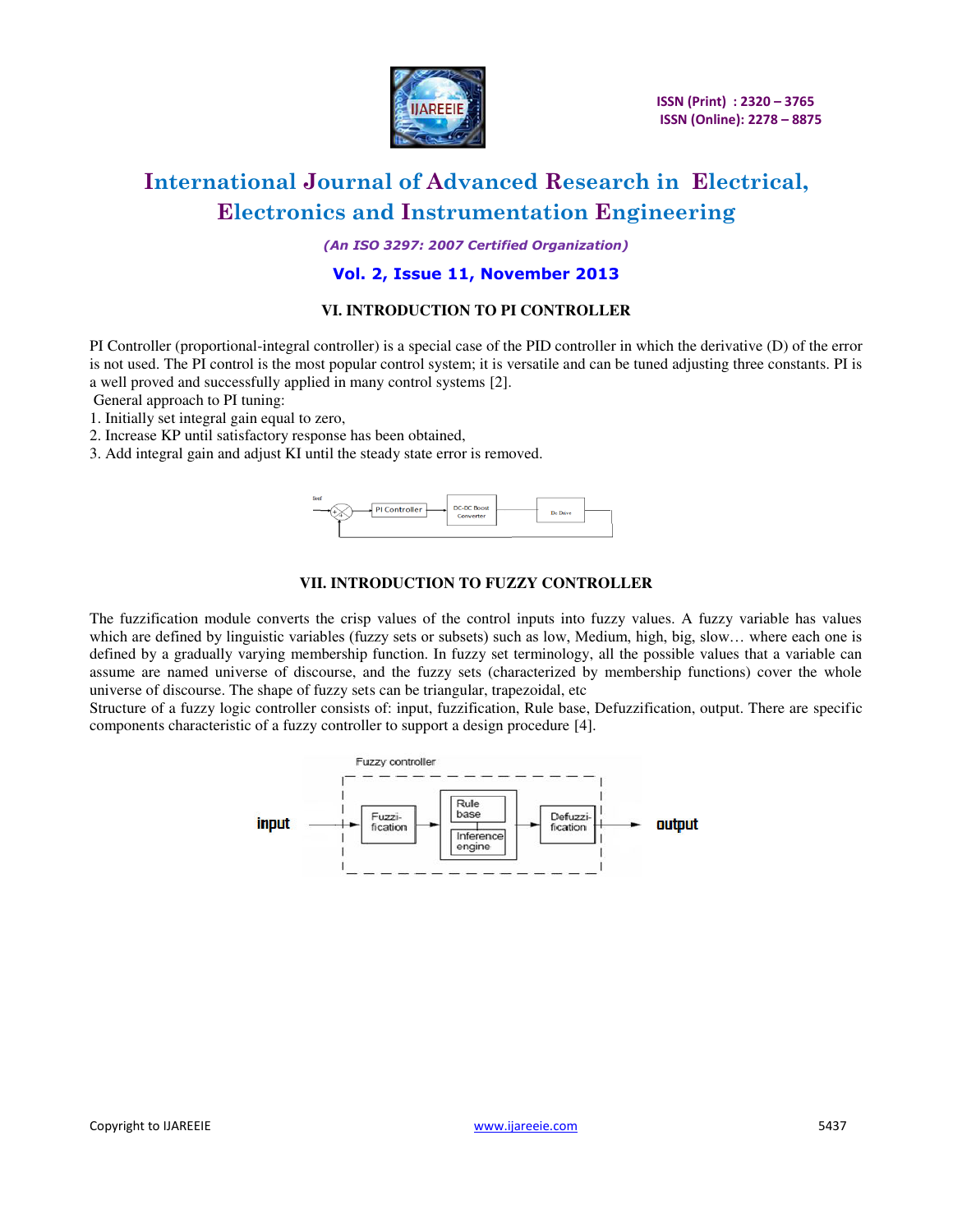## VI. INTRODUCTION TO PI CONTROLLER

PI Controller (proportional-integral controller) is a special case of the PID controller in which the derivative (D) of the error is not used. The PI control is the most popular control system; it is versatile and can be tuned adjusting three constants. PI is a well proved and successfully applied in many control systems [2].

General approach to PI tuning:

1. Initially set integral gain equal to zero,
2. Increase KP until satisfactory response has been obtained,
3. Add integral gain and adjust KI until the steady state error is removed.

## VII. INTRODUCTION TO FUZZY CONTROLLER

The fuzzification module converts the crisp values of the control inputs into fuzzy values. A fuzzy variable has values which are defined by linguistic variables (fuzzy sets or subsets) such as low, Medium, high, big, slow… where each one is defined by a gradually varying membership function. In fuzzy set terminology, all the possible values that a variable can assume are named universe of discourse, and the fuzzy sets (characterized by membership functions) cover the whole universe of discourse. The shape of fuzzy sets can be triangular, trapezoidal, etc

Structure of a fuzzy logic controller consists of: input, fuzzification, Rule base, Defuzzification, output. There are specific components characteristic of a fuzzy controller to support a design procedure [4].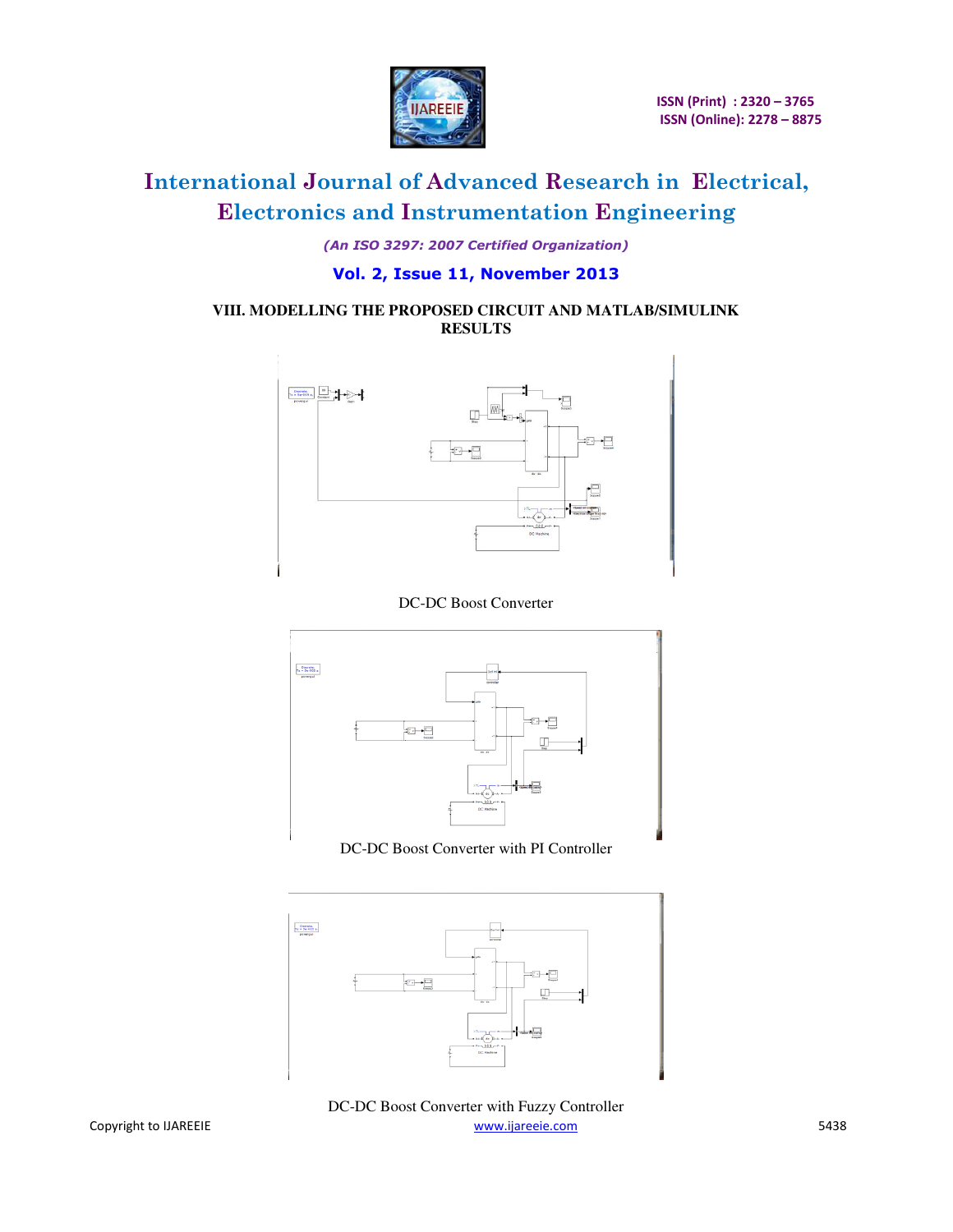## VIII. MODELLING THE PROPOSED CIRCUIT AND MATLAB/SIMULINK RESULTS

DC-DC Boost Converter

DC-DC Boost Converter with PI Controller

DC-DC Boost Converter with Fuzzy Controller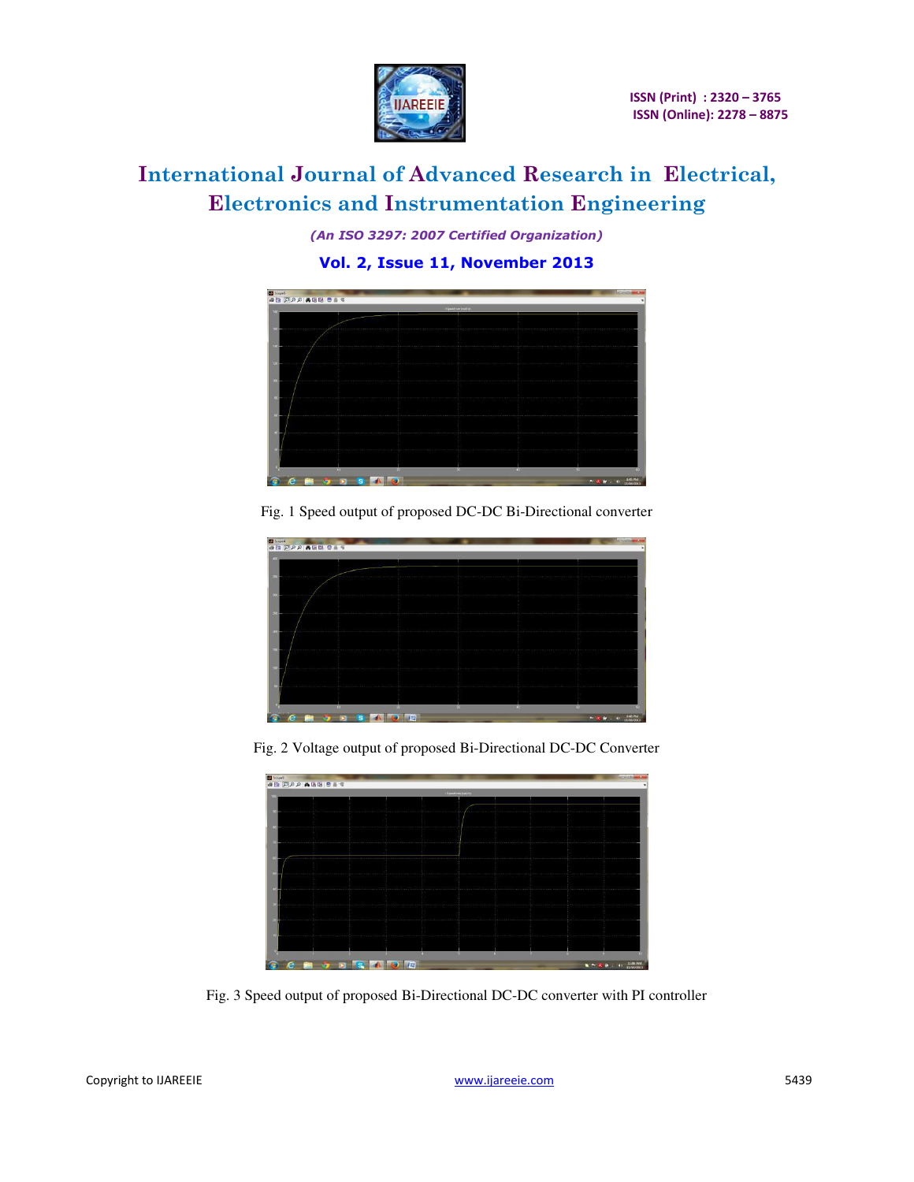Fig. 1 Speed output of proposed DC-DC Bi-Directional converter

Fig. 2 Voltage output of proposed Bi-Directional DC-DC Converter

Fig. 3 Speed output of proposed Bi-Directional DC-DC converter with PI controller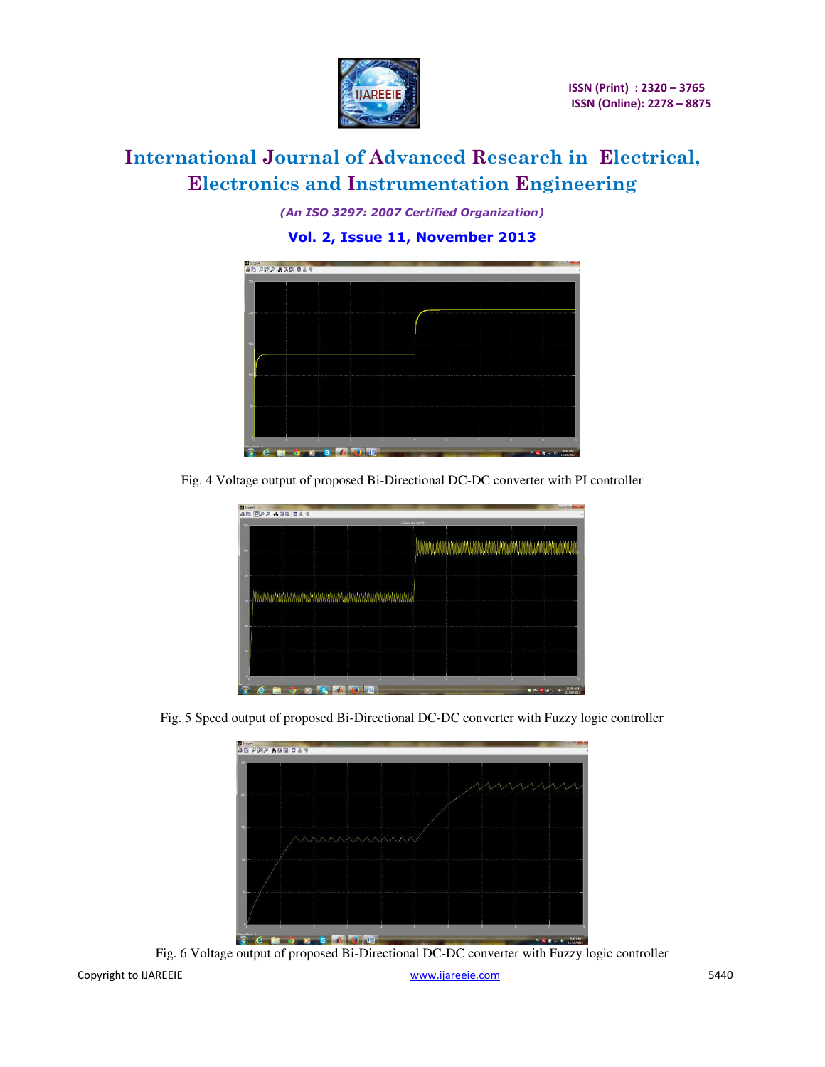Fig. 4 Voltage output of proposed Bi-Directional DC-DC converter with PI controller

Fig. 5 Speed output of proposed Bi-Directional DC-DC converter with Fuzzy logic controller

Fig. 6 Voltage output of proposed Bi-Directional DC-DC converter with Fuzzy logic controller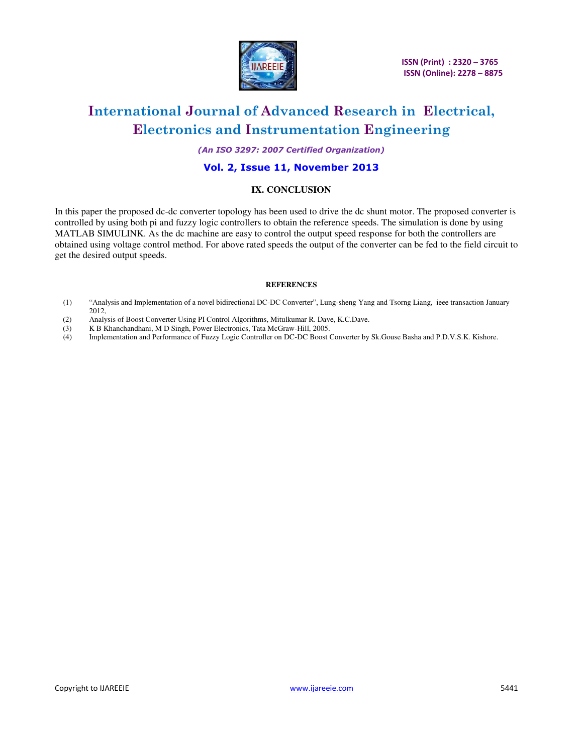## IX. CONCLUSION

In this paper the proposed dc-dc converter topology has been used to drive the dc shunt motor. The proposed converter is controlled by using both pi and fuzzy logic controllers to obtain the reference speeds. The simulation is done by using MATLAB SIMULINK. As the dc machine are easy to control the output speed response for both the controllers are obtained using voltage control method. For above rated speeds the output of the converter can be fed to the field circuit to get the desired output speeds.

### REFERENCES

(1) "Analysis and Implementation of a novel bidirectional DC-DC Converter", Lung-sheng Yang and Tsorng Liang, ieee transaction January 2012,

(2) Analysis of Boost Converter Using PI Control Algorithms, Mitulkumar R. Dave, K.C.Dave.

(3) K B Khanchandhani, M D Singh, Power Electronics, Tata McGraw-Hill, 2005.

(4) Implementation and Performance of Fuzzy Logic Controller on DC-DC Boost Converter by Sk.Gouse Basha and P.D.V.S.K. Kishore.